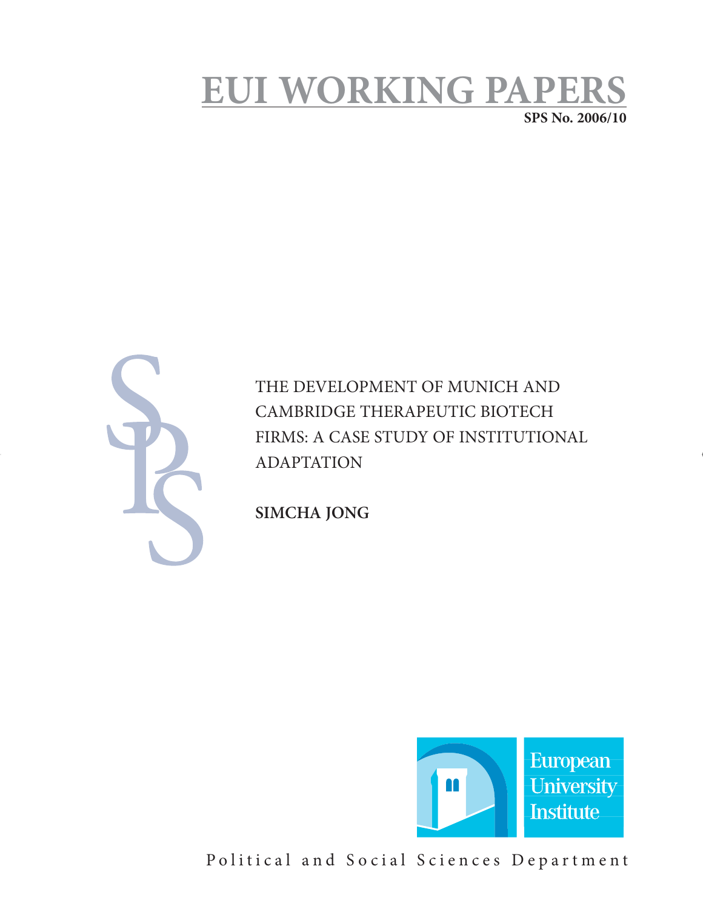# EUI WORKING PAPERS

**SPS No. 2006/10**

THE DEVELOPMENT OF MUNICH AND CAMBRIDGE THERAPEUTIC BIOTECH FIRMS: A CASE STUDY OF INSTITUTIONAL ADAPTATION

**SIMCHA JONG**

European University Institute

Political and Social Sciences Department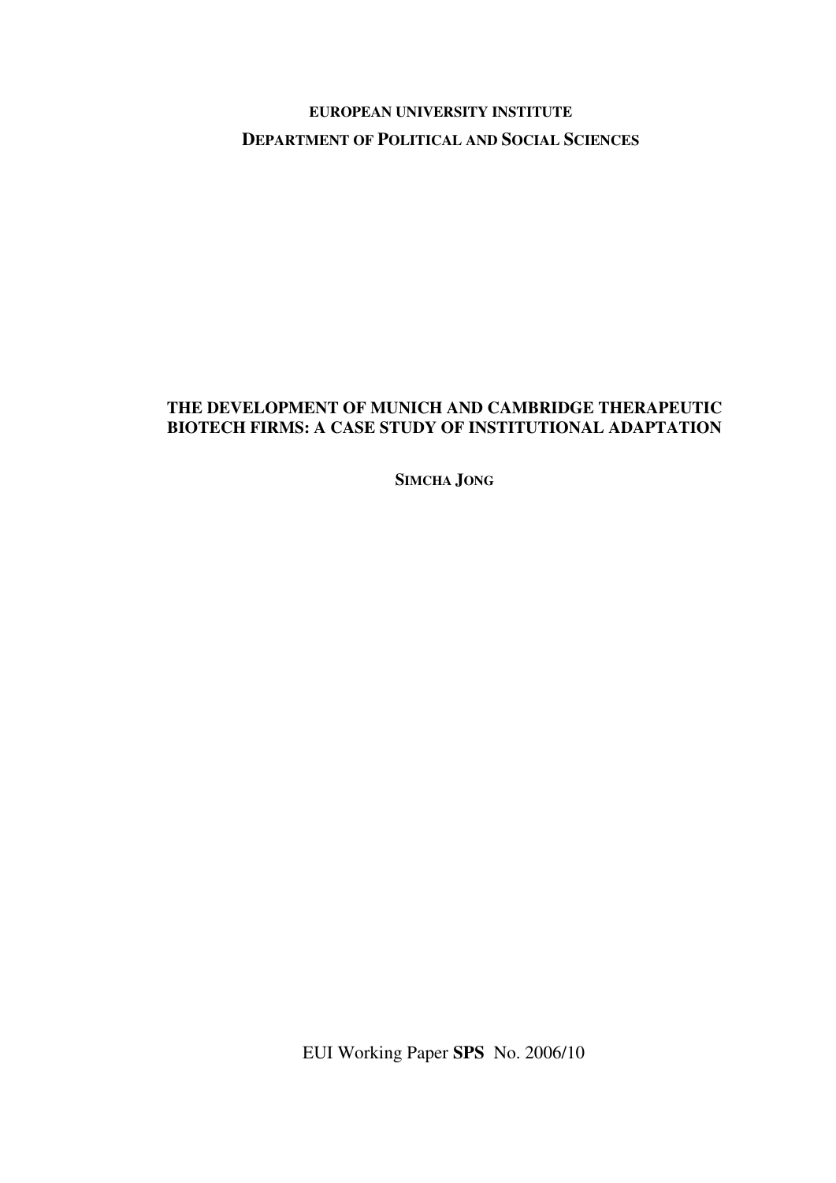**EUROPEAN UNIVERSITY INSTITUTE**

**DEPARTMENT OF POLITICAL AND SOCIAL SCIENCES**

# THE DEVELOPMENT OF MUNICH AND CAMBRIDGE THERAPEUTIC BIOTECH FIRMS: A CASE STUDY OF INSTITUTIONAL ADAPTATION

**SIMCHA JONG**

EUI Working Paper **SPS** No. 2006/10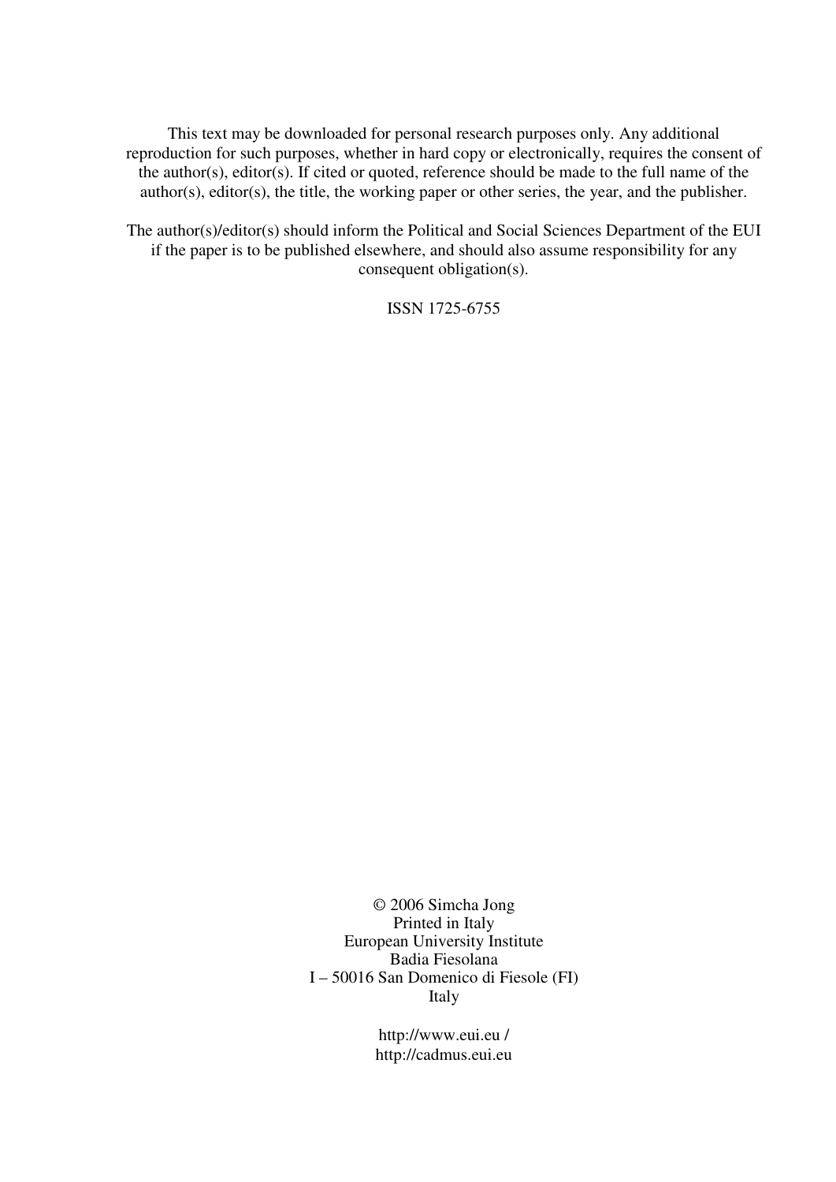This text may be downloaded for personal research purposes only. Any additional reproduction for such purposes, whether in hard copy or electronically, requires the consent of the author(s), editor(s). If cited or quoted, reference should be made to the full name of the author(s), editor(s), the title, the working paper or other series, the year, and the publisher.

The author(s)/editor(s) should inform the Political and Social Sciences Department of the EUI if the paper is to be published elsewhere, and should also assume responsibility for any consequent obligation(s).

ISSN 1725-6755

© 2006 Simcha Jong  
Printed in Italy  
European University Institute  
Badia Fiesolana  
I – 50016 San Domenico di Fiesole (FI)  
Italy

http://www.eui.eu /  
http://cadmus.eui.eu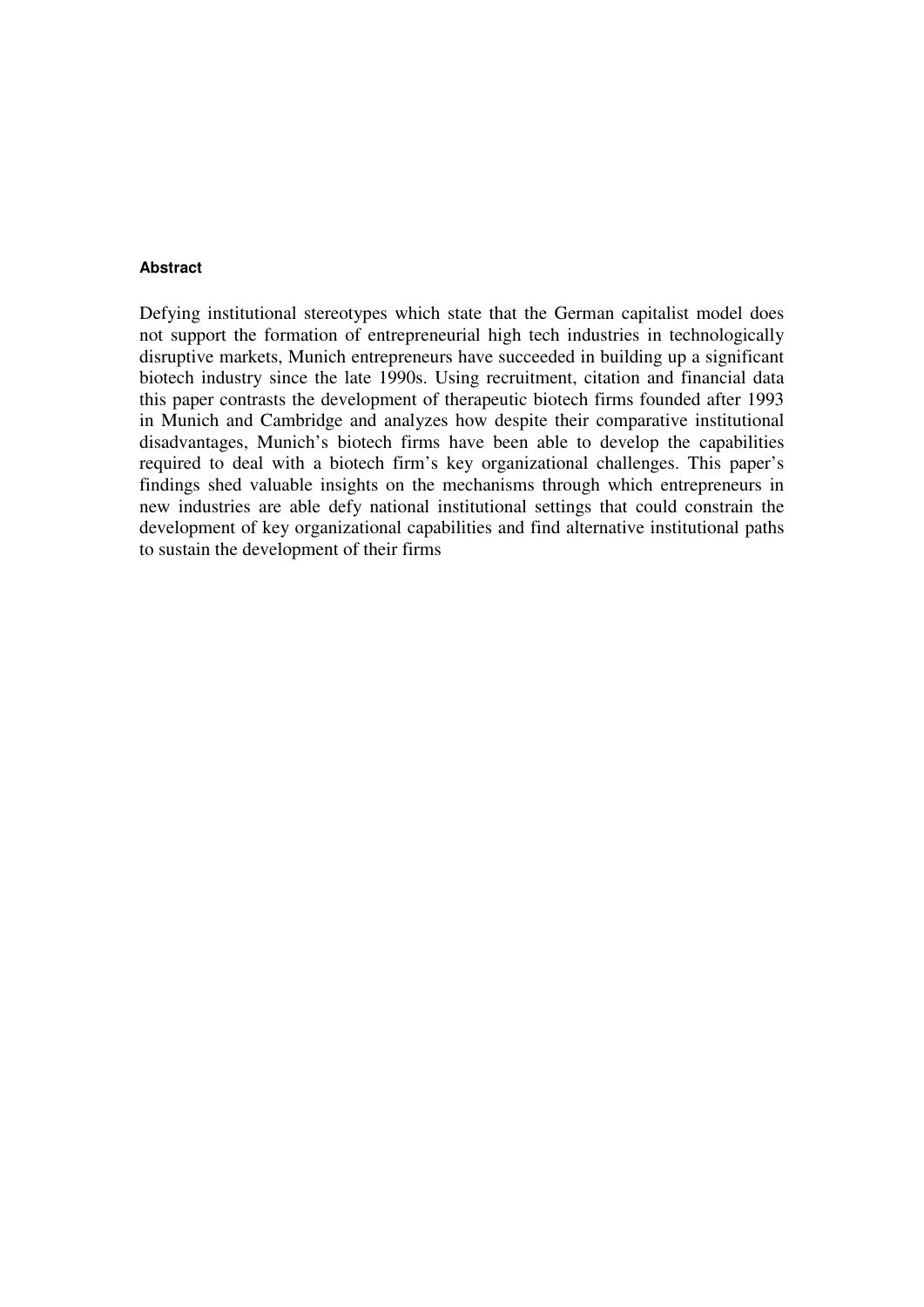#### Abstract

Defying institutional stereotypes which state that the German capitalist model does not support the formation of entrepreneurial high tech industries in technologically disruptive markets, Munich entrepreneurs have succeeded in building up a significant biotech industry since the late 1990s. Using recruitment, citation and financial data this paper contrasts the development of therapeutic biotech firms founded after 1993 in Munich and Cambridge and analyzes how despite their comparative institutional disadvantages, Munich's biotech firms have been able to develop the capabilities required to deal with a biotech firm's key organizational challenges. This paper's findings shed valuable insights on the mechanisms through which entrepreneurs in new industries are able defy national institutional settings that could constrain the development of key organizational capabilities and find alternative institutional paths to sustain the development of their firms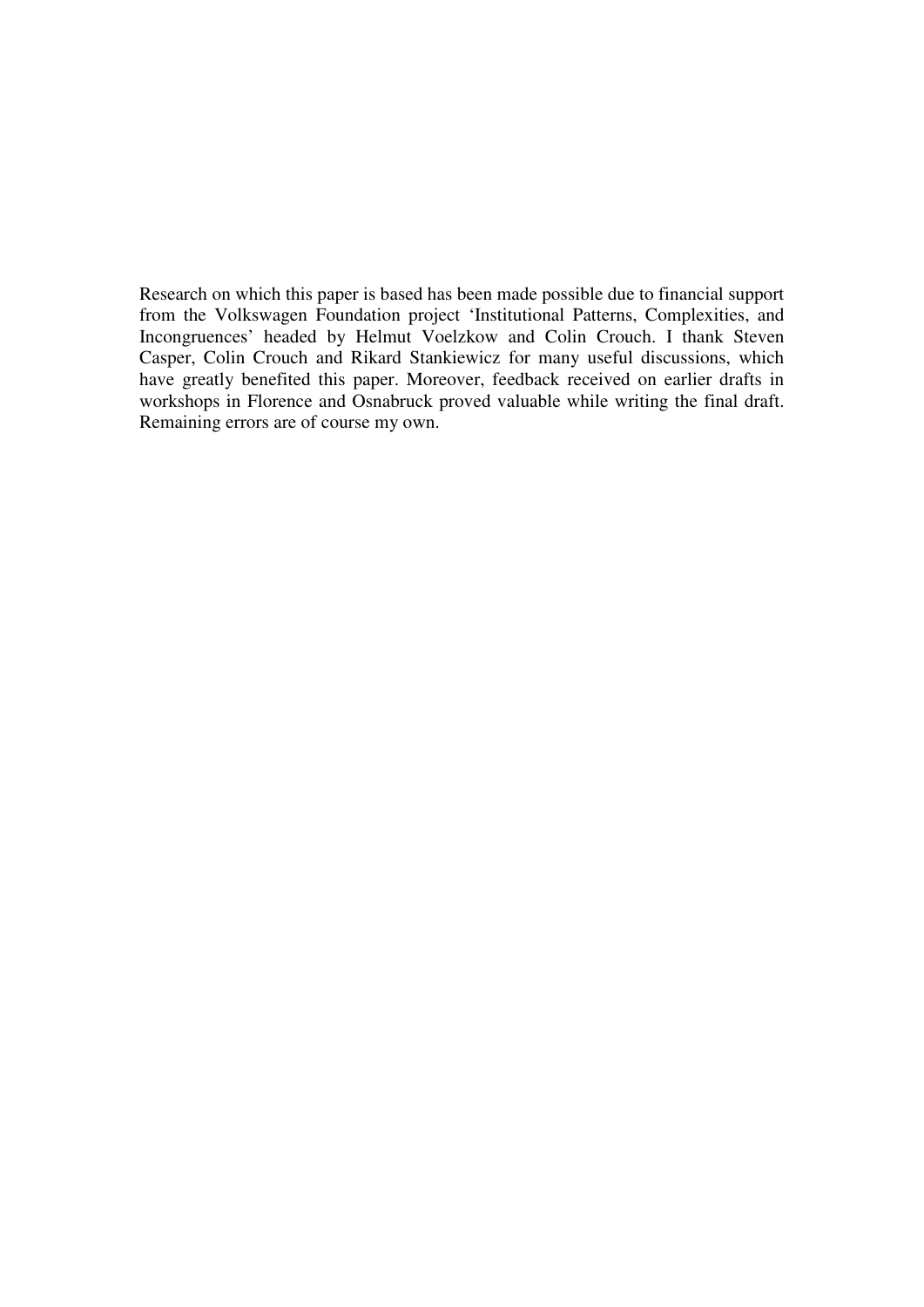Research on which this paper is based has been made possible due to financial support from the Volkswagen Foundation project 'Institutional Patterns, Complexities, and Incongruences' headed by Helmut Voelzkow and Colin Crouch. I thank Steven Casper, Colin Crouch and Rikard Stankiewicz for many useful discussions, which have greatly benefited this paper. Moreover, feedback received on earlier drafts in workshops in Florence and Osnabruck proved valuable while writing the final draft. Remaining errors are of course my own.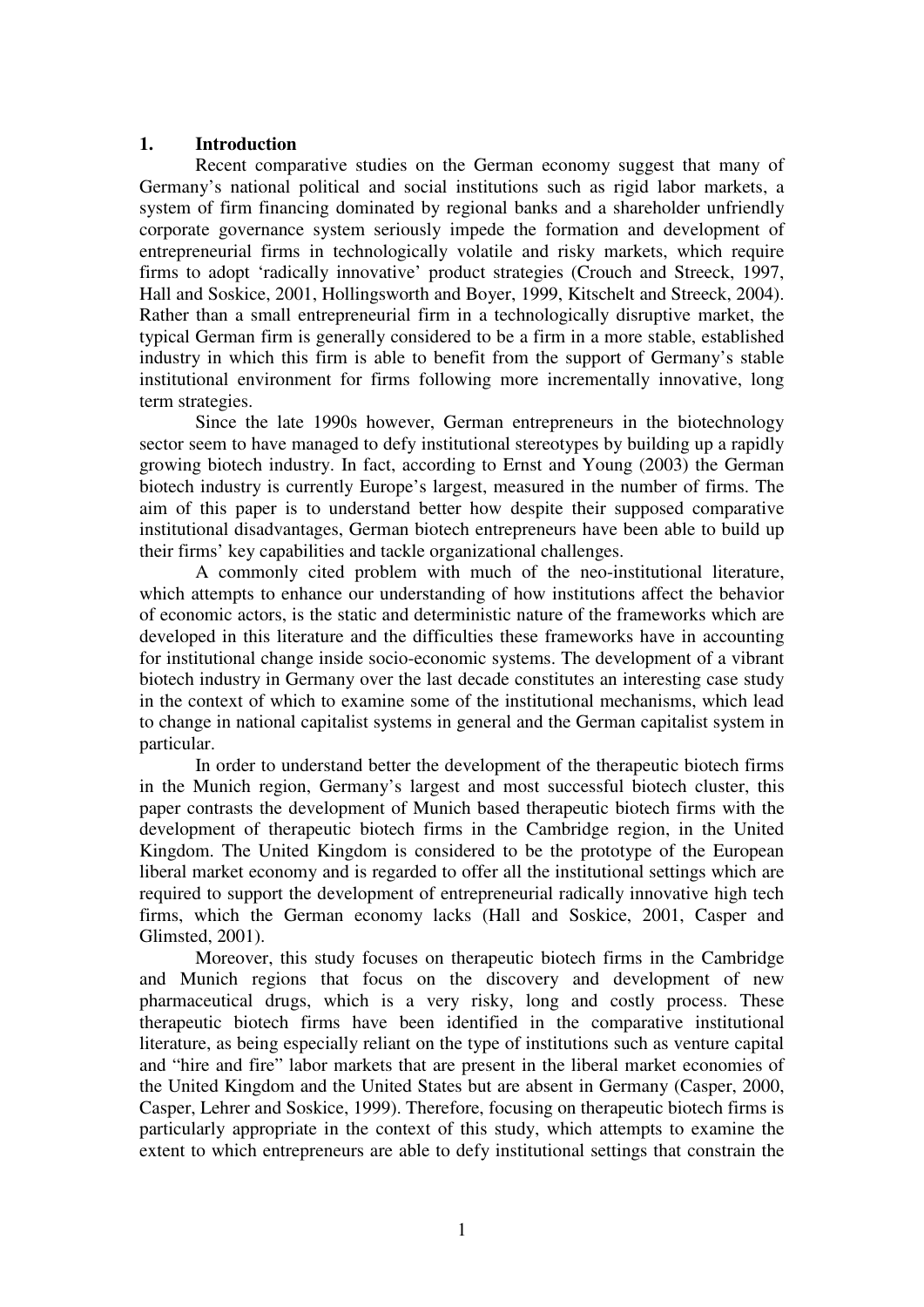## 1. Introduction

Recent comparative studies on the German economy suggest that many of Germany's national political and social institutions such as rigid labor markets, a system of firm financing dominated by regional banks and a shareholder unfriendly corporate governance system seriously impede the formation and development of entrepreneurial firms in technologically volatile and risky markets, which require firms to adopt 'radically innovative' product strategies (Crouch and Streeck, 1997, Hall and Soskice, 2001, Hollingsworth and Boyer, 1999, Kitschelt and Streeck, 2004). Rather than a small entrepreneurial firm in a technologically disruptive market, the typical German firm is generally considered to be a firm in a more stable, established industry in which this firm is able to benefit from the support of Germany's stable institutional environment for firms following more incrementally innovative, long term strategies.

Since the late 1990s however, German entrepreneurs in the biotechnology sector seem to have managed to defy institutional stereotypes by building up a rapidly growing biotech industry. In fact, according to Ernst and Young (2003) the German biotech industry is currently Europe's largest, measured in the number of firms. The aim of this paper is to understand better how despite their supposed comparative institutional disadvantages, German biotech entrepreneurs have been able to build up their firms' key capabilities and tackle organizational challenges.

A commonly cited problem with much of the neo-institutional literature, which attempts to enhance our understanding of how institutions affect the behavior of economic actors, is the static and deterministic nature of the frameworks which are developed in this literature and the difficulties these frameworks have in accounting for institutional change inside socio-economic systems. The development of a vibrant biotech industry in Germany over the last decade constitutes an interesting case study in the context of which to examine some of the institutional mechanisms, which lead to change in national capitalist systems in general and the German capitalist system in particular.

In order to understand better the development of the therapeutic biotech firms in the Munich region, Germany's largest and most successful biotech cluster, this paper contrasts the development of Munich based therapeutic biotech firms with the development of therapeutic biotech firms in the Cambridge region, in the United Kingdom. The United Kingdom is considered to be the prototype of the European liberal market economy and is regarded to offer all the institutional settings which are required to support the development of entrepreneurial radically innovative high tech firms, which the German economy lacks (Hall and Soskice, 2001, Casper and Glimsted, 2001).

Moreover, this study focuses on therapeutic biotech firms in the Cambridge and Munich regions that focus on the discovery and development of new pharmaceutical drugs, which is a very risky, long and costly process. These therapeutic biotech firms have been identified in the comparative institutional literature, as being especially reliant on the type of institutions such as venture capital and "hire and fire" labor markets that are present in the liberal market economies of the United Kingdom and the United States but are absent in Germany (Casper, 2000, Casper, Lehrer and Soskice, 1999). Therefore, focusing on therapeutic biotech firms is particularly appropriate in the context of this study, which attempts to examine the extent to which entrepreneurs are able to defy institutional settings that constrain the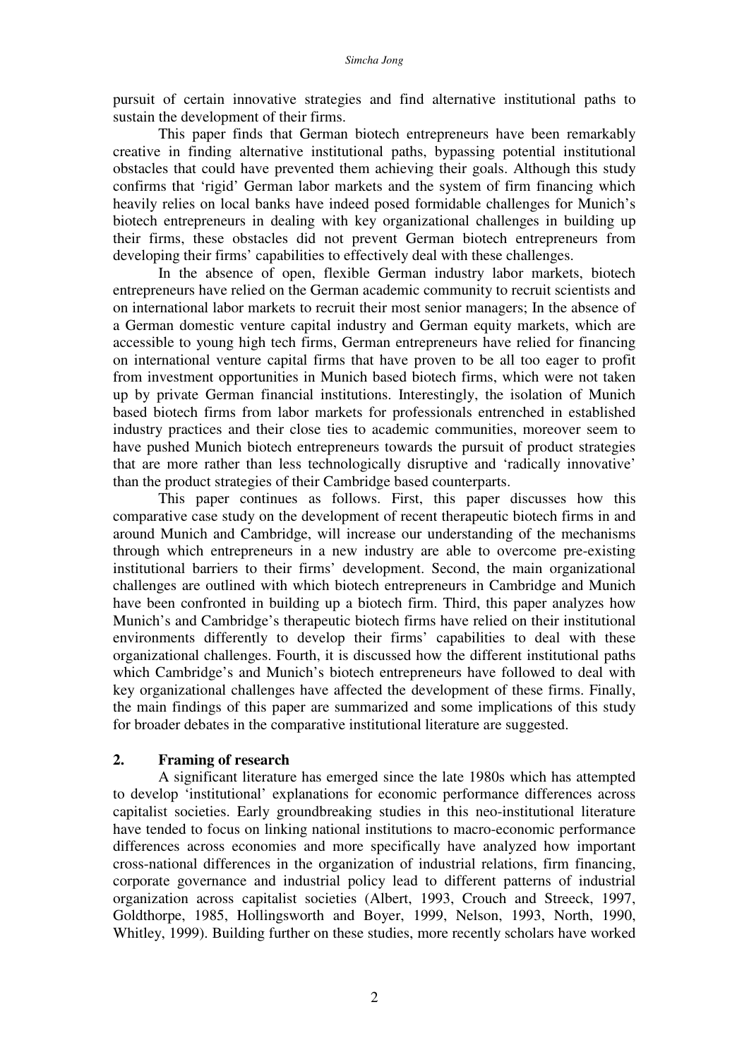pursuit of certain innovative strategies and find alternative institutional paths to sustain the development of their firms.

This paper finds that German biotech entrepreneurs have been remarkably creative in finding alternative institutional paths, bypassing potential institutional obstacles that could have prevented them achieving their goals. Although this study confirms that 'rigid' German labor markets and the system of firm financing which heavily relies on local banks have indeed posed formidable challenges for Munich's biotech entrepreneurs in dealing with key organizational challenges in building up their firms, these obstacles did not prevent German biotech entrepreneurs from developing their firms' capabilities to effectively deal with these challenges.

In the absence of open, flexible German industry labor markets, biotech entrepreneurs have relied on the German academic community to recruit scientists and on international labor markets to recruit their most senior managers; In the absence of a German domestic venture capital industry and German equity markets, which are accessible to young high tech firms, German entrepreneurs have relied for financing on international venture capital firms that have proven to be all too eager to profit from investment opportunities in Munich based biotech firms, which were not taken up by private German financial institutions. Interestingly, the isolation of Munich based biotech firms from labor markets for professionals entrenched in established industry practices and their close ties to academic communities, moreover seem to have pushed Munich biotech entrepreneurs towards the pursuit of product strategies that are more rather than less technologically disruptive and 'radically innovative' than the product strategies of their Cambridge based counterparts.

This paper continues as follows. First, this paper discusses how this comparative case study on the development of recent therapeutic biotech firms in and around Munich and Cambridge, will increase our understanding of the mechanisms through which entrepreneurs in a new industry are able to overcome pre-existing institutional barriers to their firms' development. Second, the main organizational challenges are outlined with which biotech entrepreneurs in Cambridge and Munich have been confronted in building up a biotech firm. Third, this paper analyzes how Munich's and Cambridge's therapeutic biotech firms have relied on their institutional environments differently to develop their firms' capabilities to deal with these organizational challenges. Fourth, it is discussed how the different institutional paths which Cambridge's and Munich's biotech entrepreneurs have followed to deal with key organizational challenges have affected the development of these firms. Finally, the main findings of this paper are summarized and some implications of this study for broader debates in the comparative institutional literature are suggested.

## 2. Framing of research

A significant literature has emerged since the late 1980s which has attempted to develop 'institutional' explanations for economic performance differences across capitalist societies. Early groundbreaking studies in this neo-institutional literature have tended to focus on linking national institutions to macro-economic performance differences across economies and more specifically have analyzed how important cross-national differences in the organization of industrial relations, firm financing, corporate governance and industrial policy lead to different patterns of industrial organization across capitalist societies (Albert, 1993, Crouch and Streeck, 1997, Goldthorpe, 1985, Hollingsworth and Boyer, 1999, Nelson, 1993, North, 1990, Whitley, 1999). Building further on these studies, more recently scholars have worked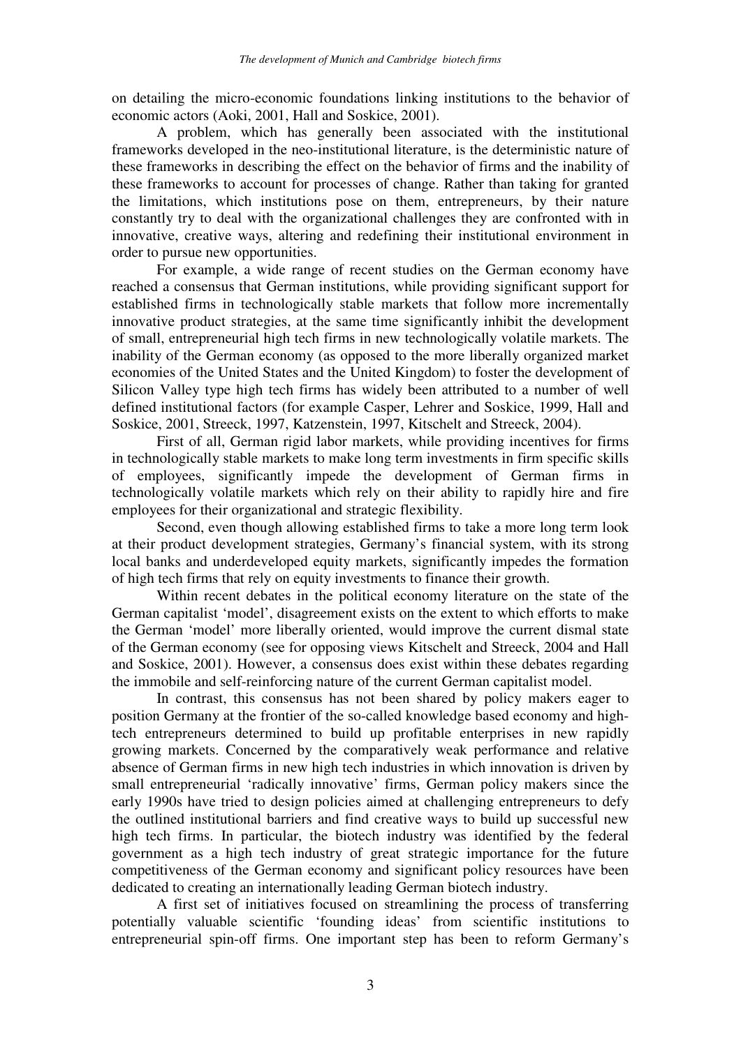on detailing the micro-economic foundations linking institutions to the behavior of economic actors (Aoki, 2001, Hall and Soskice, 2001).

A problem, which has generally been associated with the institutional frameworks developed in the neo-institutional literature, is the deterministic nature of these frameworks in describing the effect on the behavior of firms and the inability of these frameworks to account for processes of change. Rather than taking for granted the limitations, which institutions pose on them, entrepreneurs, by their nature constantly try to deal with the organizational challenges they are confronted with in innovative, creative ways, altering and redefining their institutional environment in order to pursue new opportunities.

For example, a wide range of recent studies on the German economy have reached a consensus that German institutions, while providing significant support for established firms in technologically stable markets that follow more incrementally innovative product strategies, at the same time significantly inhibit the development of small, entrepreneurial high tech firms in new technologically volatile markets. The inability of the German economy (as opposed to the more liberally organized market economies of the United States and the United Kingdom) to foster the development of Silicon Valley type high tech firms has widely been attributed to a number of well defined institutional factors (for example Casper, Lehrer and Soskice, 1999, Hall and Soskice, 2001, Streeck, 1997, Katzenstein, 1997, Kitschelt and Streeck, 2004).

First of all, German rigid labor markets, while providing incentives for firms in technologically stable markets to make long term investments in firm specific skills of employees, significantly impede the development of German firms in technologically volatile markets which rely on their ability to rapidly hire and fire employees for their organizational and strategic flexibility.

Second, even though allowing established firms to take a more long term look at their product development strategies, Germany's financial system, with its strong local banks and underdeveloped equity markets, significantly impedes the formation of high tech firms that rely on equity investments to finance their growth.

Within recent debates in the political economy literature on the state of the German capitalist 'model', disagreement exists on the extent to which efforts to make the German 'model' more liberally oriented, would improve the current dismal state of the German economy (see for opposing views Kitschelt and Streeck, 2004 and Hall and Soskice, 2001). However, a consensus does exist within these debates regarding the immobile and self-reinforcing nature of the current German capitalist model.

In contrast, this consensus has not been shared by policy makers eager to position Germany at the frontier of the so-called knowledge based economy and high-tech entrepreneurs determined to build up profitable enterprises in new rapidly growing markets. Concerned by the comparatively weak performance and relative absence of German firms in new high tech industries in which innovation is driven by small entrepreneurial 'radically innovative' firms, German policy makers since the early 1990s have tried to design policies aimed at challenging entrepreneurs to defy the outlined institutional barriers and find creative ways to build up successful new high tech firms. In particular, the biotech industry was identified by the federal government as a high tech industry of great strategic importance for the future competitiveness of the German economy and significant policy resources have been dedicated to creating an internationally leading German biotech industry.

A first set of initiatives focused on streamlining the process of transferring potentially valuable scientific 'founding ideas' from scientific institutions to entrepreneurial spin-off firms. One important step has been to reform Germany's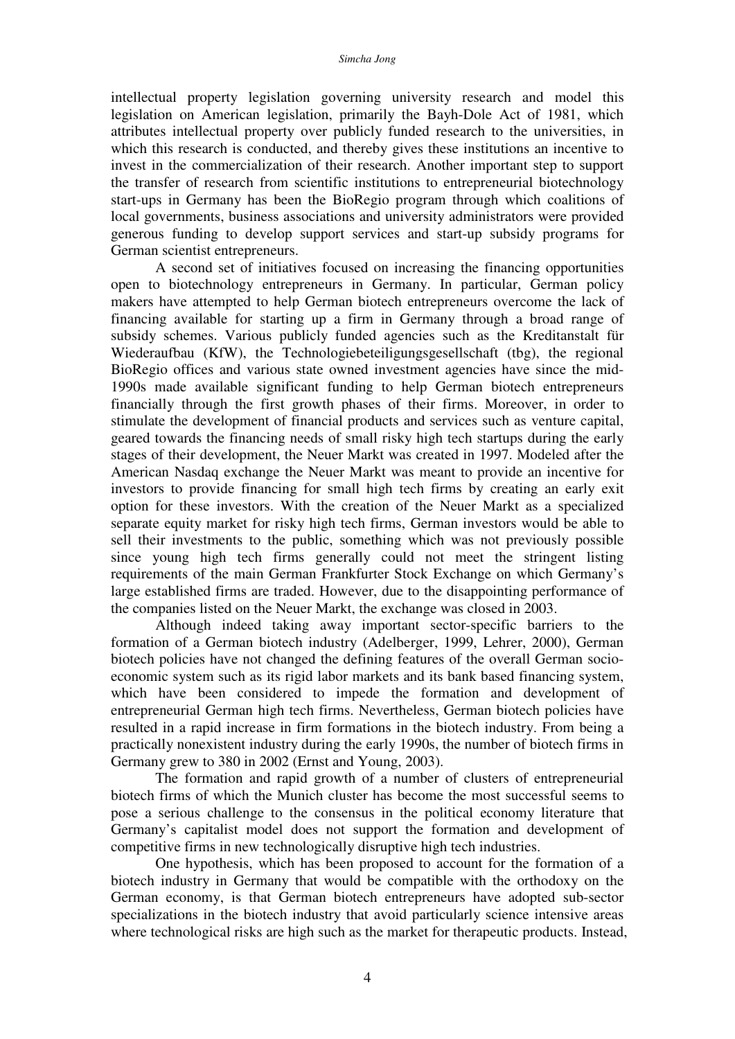intellectual property legislation governing university research and model this legislation on American legislation, primarily the Bayh-Dole Act of 1981, which attributes intellectual property over publicly funded research to the universities, in which this research is conducted, and thereby gives these institutions an incentive to invest in the commercialization of their research. Another important step to support the transfer of research from scientific institutions to entrepreneurial biotechnology start-ups in Germany has been the BioRegio program through which coalitions of local governments, business associations and university administrators were provided generous funding to develop support services and start-up subsidy programs for German scientist entrepreneurs.

A second set of initiatives focused on increasing the financing opportunities open to biotechnology entrepreneurs in Germany. In particular, German policy makers have attempted to help German biotech entrepreneurs overcome the lack of financing available for starting up a firm in Germany through a broad range of subsidy schemes. Various publicly funded agencies such as the Kreditanstalt für Wiederaufbau (KfW), the Technologiebeteiligungsgesellschaft (tbg), the regional BioRegio offices and various state owned investment agencies have since the mid-1990s made available significant funding to help German biotech entrepreneurs financially through the first growth phases of their firms. Moreover, in order to stimulate the development of financial products and services such as venture capital, geared towards the financing needs of small risky high tech startups during the early stages of their development, the Neuer Markt was created in 1997. Modeled after the American Nasdaq exchange the Neuer Markt was meant to provide an incentive for investors to provide financing for small high tech firms by creating an early exit option for these investors. With the creation of the Neuer Markt as a specialized separate equity market for risky high tech firms, German investors would be able to sell their investments to the public, something which was not previously possible since young high tech firms generally could not meet the stringent listing requirements of the main German Frankfurter Stock Exchange on which Germany's large established firms are traded. However, due to the disappointing performance of the companies listed on the Neuer Markt, the exchange was closed in 2003.

Although indeed taking away important sector-specific barriers to the formation of a German biotech industry (Adelberger, 1999, Lehrer, 2000), German biotech policies have not changed the defining features of the overall German socio-economic system such as its rigid labor markets and its bank based financing system, which have been considered to impede the formation and development of entrepreneurial German high tech firms. Nevertheless, German biotech policies have resulted in a rapid increase in firm formations in the biotech industry. From being a practically nonexistent industry during the early 1990s, the number of biotech firms in Germany grew to 380 in 2002 (Ernst and Young, 2003).

The formation and rapid growth of a number of clusters of entrepreneurial biotech firms of which the Munich cluster has become the most successful seems to pose a serious challenge to the consensus in the political economy literature that Germany's capitalist model does not support the formation and development of competitive firms in new technologically disruptive high tech industries.

One hypothesis, which has been proposed to account for the formation of a biotech industry in Germany that would be compatible with the orthodoxy on the German economy, is that German biotech entrepreneurs have adopted sub-sector specializations in the biotech industry that avoid particularly science intensive areas where technological risks are high such as the market for therapeutic products. Instead,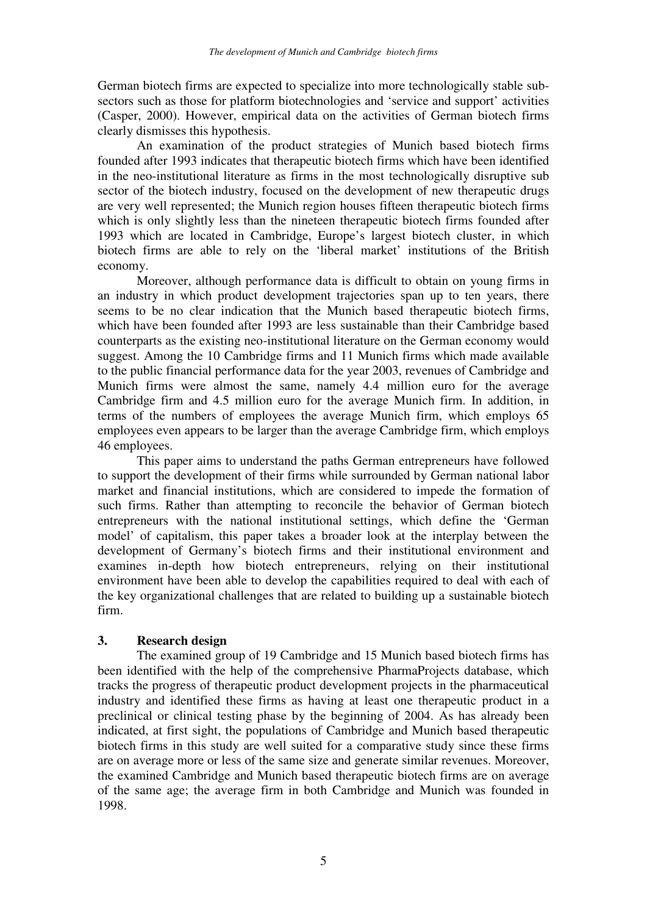German biotech firms are expected to specialize into more technologically stable sub-sectors such as those for platform biotechnologies and 'service and support' activities (Casper, 2000). However, empirical data on the activities of German biotech firms clearly dismisses this hypothesis.

An examination of the product strategies of Munich based biotech firms founded after 1993 indicates that therapeutic biotech firms which have been identified in the neo-institutional literature as firms in the most technologically disruptive sub sector of the biotech industry, focused on the development of new therapeutic drugs are very well represented; the Munich region houses fifteen therapeutic biotech firms which is only slightly less than the nineteen therapeutic biotech firms founded after 1993 which are located in Cambridge, Europe's largest biotech cluster, in which biotech firms are able to rely on the 'liberal market' institutions of the British economy.

Moreover, although performance data is difficult to obtain on young firms in an industry in which product development trajectories span up to ten years, there seems to be no clear indication that the Munich based therapeutic biotech firms, which have been founded after 1993 are less sustainable than their Cambridge based counterparts as the existing neo-institutional literature on the German economy would suggest. Among the 10 Cambridge firms and 11 Munich firms which made available to the public financial performance data for the year 2003, revenues of Cambridge and Munich firms were almost the same, namely 4.4 million euro for the average Cambridge firm and 4.5 million euro for the average Munich firm. In addition, in terms of the numbers of employees the average Munich firm, which employs 65 employees even appears to be larger than the average Cambridge firm, which employs 46 employees.

This paper aims to understand the paths German entrepreneurs have followed to support the development of their firms while surrounded by German national labor market and financial institutions, which are considered to impede the formation of such firms. Rather than attempting to reconcile the behavior of German biotech entrepreneurs with the national institutional settings, which define the 'German model' of capitalism, this paper takes a broader look at the interplay between the development of Germany's biotech firms and their institutional environment and examines in-depth how biotech entrepreneurs, relying on their institutional environment have been able to develop the capabilities required to deal with each of the key organizational challenges that are related to building up a sustainable biotech firm.

## 3. Research design

The examined group of 19 Cambridge and 15 Munich based biotech firms has been identified with the help of the comprehensive PharmaProjects database, which tracks the progress of therapeutic product development projects in the pharmaceutical industry and identified these firms as having at least one therapeutic product in a preclinical or clinical testing phase by the beginning of 2004. As has already been indicated, at first sight, the populations of Cambridge and Munich based therapeutic biotech firms in this study are well suited for a comparative study since these firms are on average more or less of the same size and generate similar revenues. Moreover, the examined Cambridge and Munich based therapeutic biotech firms are on average of the same age; the average firm in both Cambridge and Munich was founded in 1998.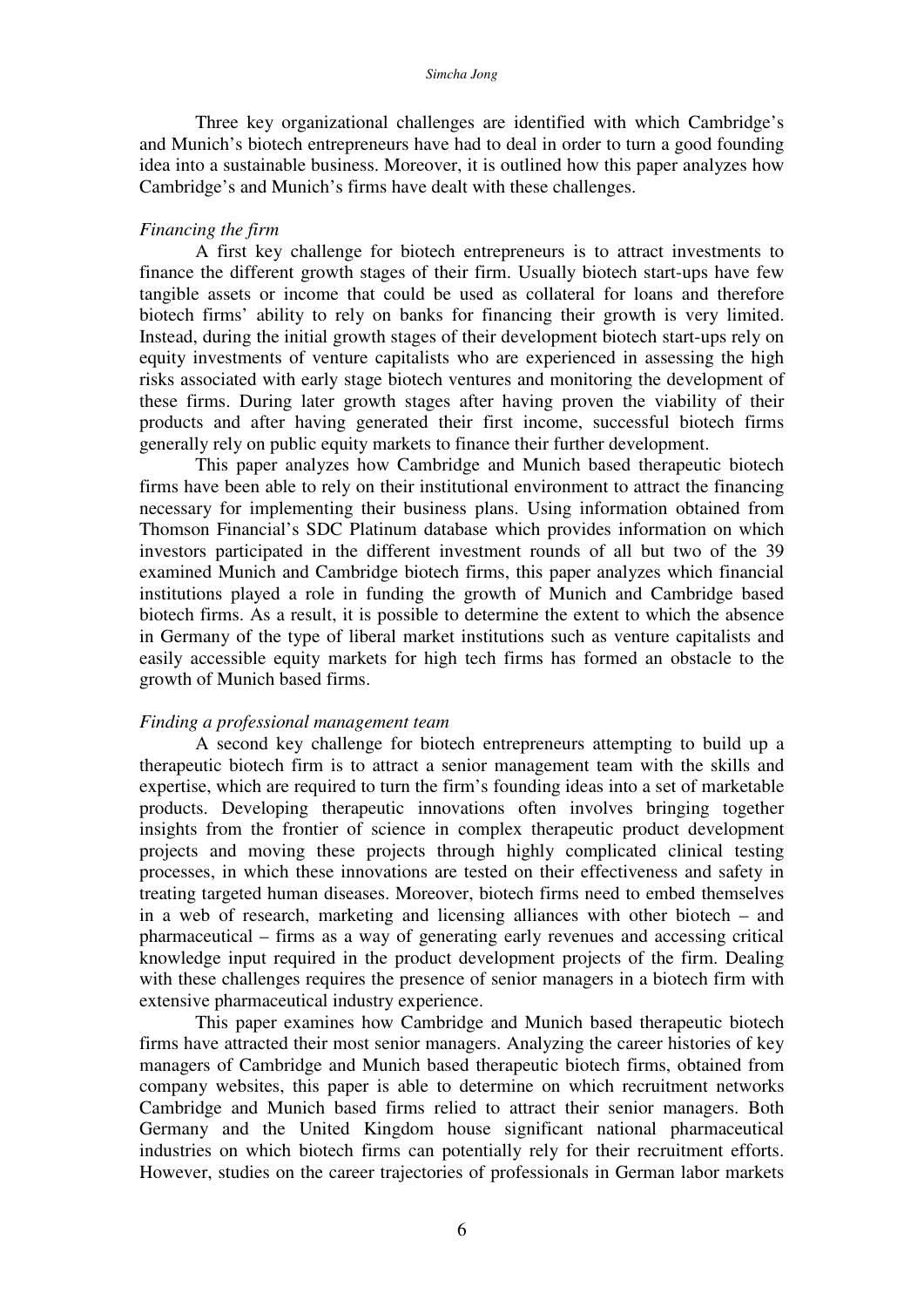Three key organizational challenges are identified with which Cambridge's and Munich's biotech entrepreneurs have had to deal in order to turn a good founding idea into a sustainable business. Moreover, it is outlined how this paper analyzes how Cambridge's and Munich's firms have dealt with these challenges.

*Financing the firm*

A first key challenge for biotech entrepreneurs is to attract investments to finance the different growth stages of their firm. Usually biotech start-ups have few tangible assets or income that could be used as collateral for loans and therefore biotech firms' ability to rely on banks for financing their growth is very limited. Instead, during the initial growth stages of their development biotech start-ups rely on equity investments of venture capitalists who are experienced in assessing the high risks associated with early stage biotech ventures and monitoring the development of these firms. During later growth stages after having proven the viability of their products and after having generated their first income, successful biotech firms generally rely on public equity markets to finance their further development.

This paper analyzes how Cambridge and Munich based therapeutic biotech firms have been able to rely on their institutional environment to attract the financing necessary for implementing their business plans. Using information obtained from Thomson Financial's SDC Platinum database which provides information on which investors participated in the different investment rounds of all but two of the 39 examined Munich and Cambridge biotech firms, this paper analyzes which financial institutions played a role in funding the growth of Munich and Cambridge based biotech firms. As a result, it is possible to determine the extent to which the absence in Germany of the type of liberal market institutions such as venture capitalists and easily accessible equity markets for high tech firms has formed an obstacle to the growth of Munich based firms.

*Finding a professional management team*

A second key challenge for biotech entrepreneurs attempting to build up a therapeutic biotech firm is to attract a senior management team with the skills and expertise, which are required to turn the firm's founding ideas into a set of marketable products. Developing therapeutic innovations often involves bringing together insights from the frontier of science in complex therapeutic product development projects and moving these projects through highly complicated clinical testing processes, in which these innovations are tested on their effectiveness and safety in treating targeted human diseases. Moreover, biotech firms need to embed themselves in a web of research, marketing and licensing alliances with other biotech – and pharmaceutical – firms as a way of generating early revenues and accessing critical knowledge input required in the product development projects of the firm. Dealing with these challenges requires the presence of senior managers in a biotech firm with extensive pharmaceutical industry experience.

This paper examines how Cambridge and Munich based therapeutic biotech firms have attracted their most senior managers. Analyzing the career histories of key managers of Cambridge and Munich based therapeutic biotech firms, obtained from company websites, this paper is able to determine on which recruitment networks Cambridge and Munich based firms relied to attract their senior managers. Both Germany and the United Kingdom house significant national pharmaceutical industries on which biotech firms can potentially rely for their recruitment efforts. However, studies on the career trajectories of professionals in German labor markets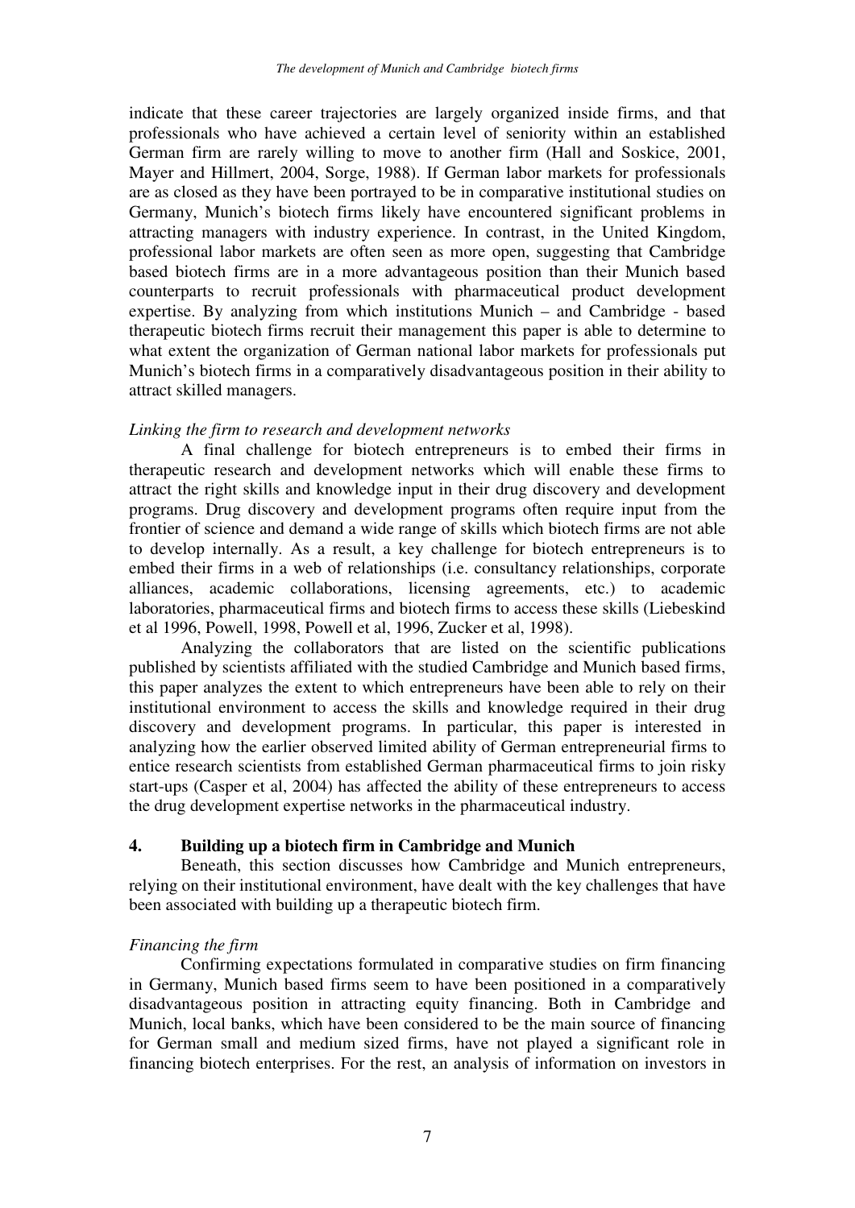indicate that these career trajectories are largely organized inside firms, and that professionals who have achieved a certain level of seniority within an established German firm are rarely willing to move to another firm (Hall and Soskice, 2001, Mayer and Hillmert, 2004, Sorge, 1988). If German labor markets for professionals are as closed as they have been portrayed to be in comparative institutional studies on Germany, Munich's biotech firms likely have encountered significant problems in attracting managers with industry experience. In contrast, in the United Kingdom, professional labor markets are often seen as more open, suggesting that Cambridge based biotech firms are in a more advantageous position than their Munich based counterparts to recruit professionals with pharmaceutical product development expertise. By analyzing from which institutions Munich – and Cambridge - based therapeutic biotech firms recruit their management this paper is able to determine to what extent the organization of German national labor markets for professionals put Munich's biotech firms in a comparatively disadvantageous position in their ability to attract skilled managers.

*Linking the firm to research and development networks*

A final challenge for biotech entrepreneurs is to embed their firms in therapeutic research and development networks which will enable these firms to attract the right skills and knowledge input in their drug discovery and development programs. Drug discovery and development programs often require input from the frontier of science and demand a wide range of skills which biotech firms are not able to develop internally. As a result, a key challenge for biotech entrepreneurs is to embed their firms in a web of relationships (i.e. consultancy relationships, corporate alliances, academic collaborations, licensing agreements, etc.) to academic laboratories, pharmaceutical firms and biotech firms to access these skills (Liebeskind et al 1996, Powell, 1998, Powell et al, 1996, Zucker et al, 1998).

Analyzing the collaborators that are listed on the scientific publications published by scientists affiliated with the studied Cambridge and Munich based firms, this paper analyzes the extent to which entrepreneurs have been able to rely on their institutional environment to access the skills and knowledge required in their drug discovery and development programs. In particular, this paper is interested in analyzing how the earlier observed limited ability of German entrepreneurial firms to entice research scientists from established German pharmaceutical firms to join risky start-ups (Casper et al, 2004) has affected the ability of these entrepreneurs to access the drug development expertise networks in the pharmaceutical industry.

## 4. Building up a biotech firm in Cambridge and Munich

Beneath, this section discusses how Cambridge and Munich entrepreneurs, relying on their institutional environment, have dealt with the key challenges that have been associated with building up a therapeutic biotech firm.

*Financing the firm*

Confirming expectations formulated in comparative studies on firm financing in Germany, Munich based firms seem to have been positioned in a comparatively disadvantageous position in attracting equity financing. Both in Cambridge and Munich, local banks, which have been considered to be the main source of financing for German small and medium sized firms, have not played a significant role in financing biotech enterprises. For the rest, an analysis of information on investors in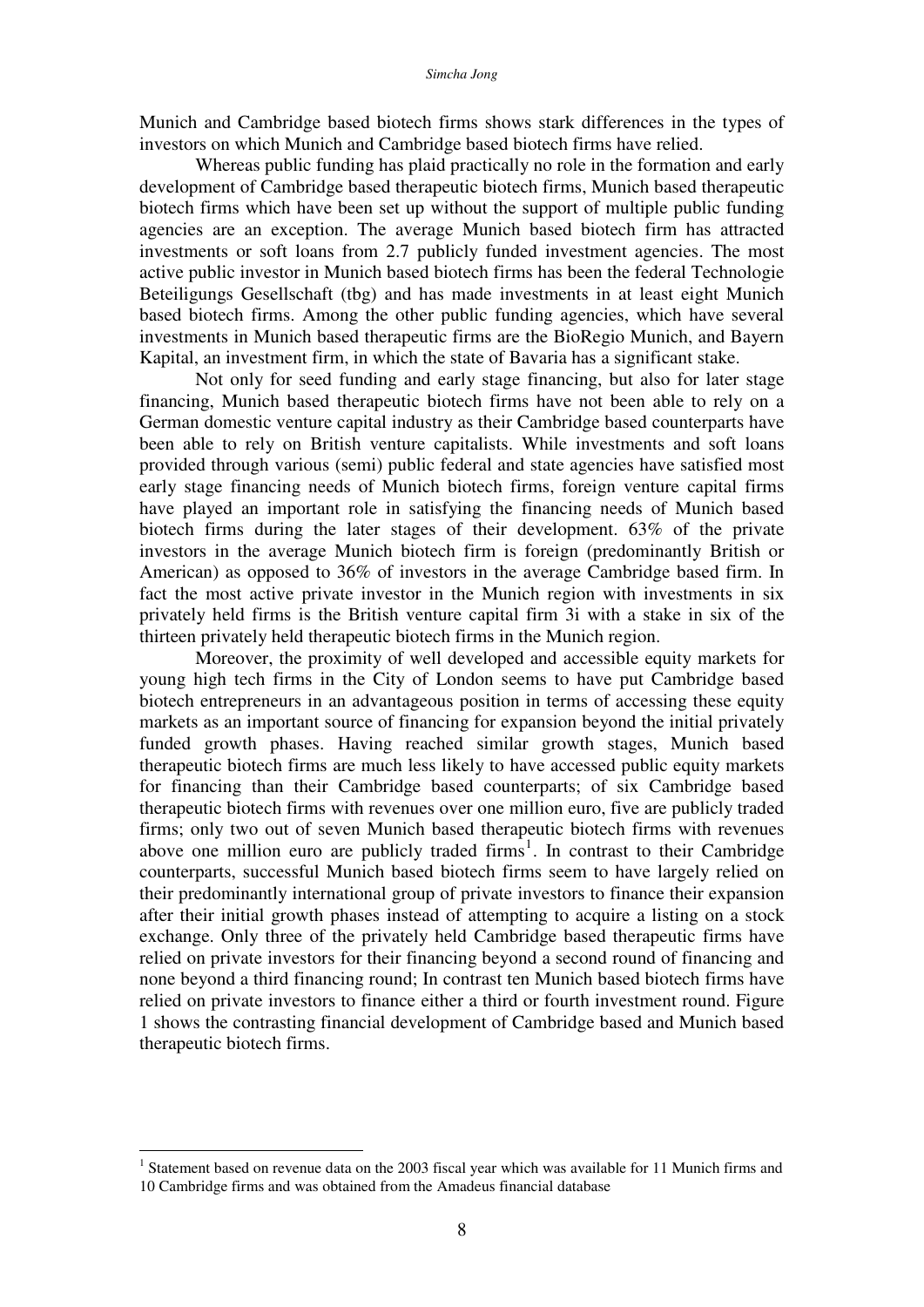Munich and Cambridge based biotech firms shows stark differences in the types of investors on which Munich and Cambridge based biotech firms have relied.

Whereas public funding has plaid practically no role in the formation and early development of Cambridge based therapeutic biotech firms, Munich based therapeutic biotech firms which have been set up without the support of multiple public funding agencies are an exception. The average Munich based biotech firm has attracted investments or soft loans from 2.7 publicly funded investment agencies. The most active public investor in Munich based biotech firms has been the federal Technologie Beteiligungs Gesellschaft (tbg) and has made investments in at least eight Munich based biotech firms. Among the other public funding agencies, which have several investments in Munich based therapeutic firms are the BioRegio Munich, and Bayern Kapital, an investment firm, in which the state of Bavaria has a significant stake.

Not only for seed funding and early stage financing, but also for later stage financing, Munich based therapeutic biotech firms have not been able to rely on a German domestic venture capital industry as their Cambridge based counterparts have been able to rely on British venture capitalists. While investments and soft loans provided through various (semi) public federal and state agencies have satisfied most early stage financing needs of Munich biotech firms, foreign venture capital firms have played an important role in satisfying the financing needs of Munich based biotech firms during the later stages of their development. 63% of the private investors in the average Munich biotech firm is foreign (predominantly British or American) as opposed to 36% of investors in the average Cambridge based firm. In fact the most active private investor in the Munich region with investments in six privately held firms is the British venture capital firm 3i with a stake in six of the thirteen privately held therapeutic biotech firms in the Munich region.

Moreover, the proximity of well developed and accessible equity markets for young high tech firms in the City of London seems to have put Cambridge based biotech entrepreneurs in an advantageous position in terms of accessing these equity markets as an important source of financing for expansion beyond the initial privately funded growth phases. Having reached similar growth stages, Munich based therapeutic biotech firms are much less likely to have accessed public equity markets for financing than their Cambridge based counterparts; of six Cambridge based therapeutic biotech firms with revenues over one million euro, five are publicly traded firms; only two out of seven Munich based therapeutic biotech firms with revenues above one million euro are publicly traded firms[1]. In contrast to their Cambridge counterparts, successful Munich based biotech firms seem to have largely relied on their predominantly international group of private investors to finance their expansion after their initial growth phases instead of attempting to acquire a listing on a stock exchange. Only three of the privately held Cambridge based therapeutic firms have relied on private investors for their financing beyond a second round of financing and none beyond a third financing round; In contrast ten Munich based biotech firms have relied on private investors to finance either a third or fourth investment round. Figure 1 shows the contrasting financial development of Cambridge based and Munich based therapeutic biotech firms.

[1] Statement based on revenue data on the 2003 fiscal year which was available for 11 Munich firms and 10 Cambridge firms and was obtained from the Amadeus financial database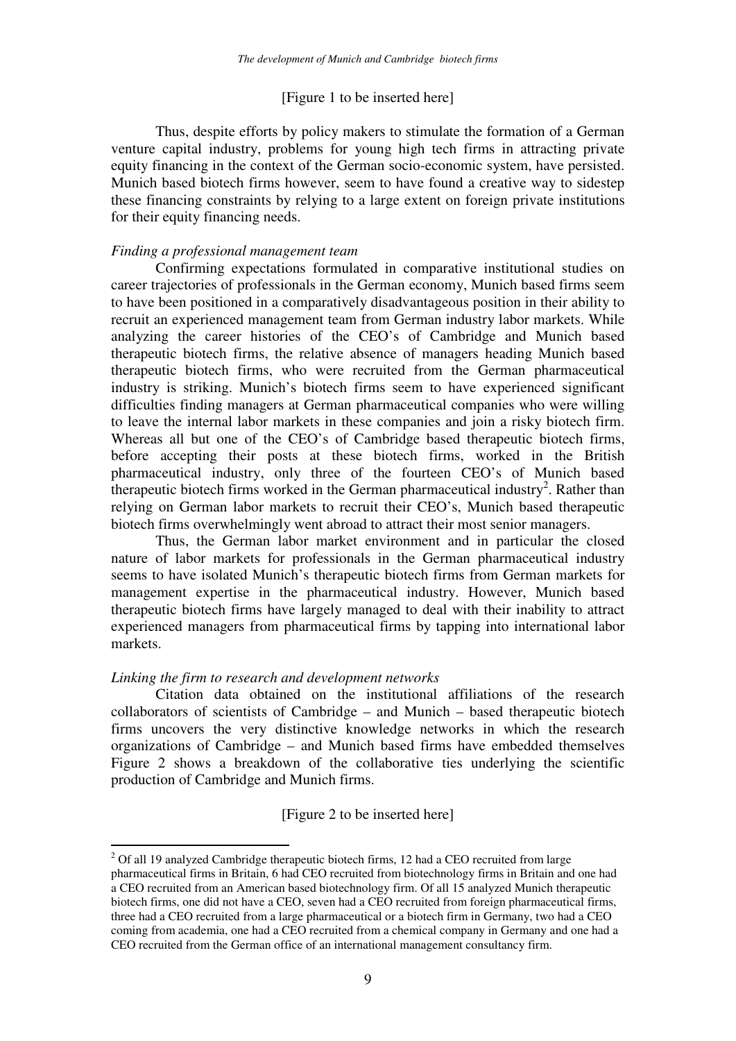[Figure 1 to be inserted here]

Thus, despite efforts by policy makers to stimulate the formation of a German venture capital industry, problems for young high tech firms in attracting private equity financing in the context of the German socio-economic system, have persisted. Munich based biotech firms however, seem to have found a creative way to sidestep these financing constraints by relying to a large extent on foreign private institutions for their equity financing needs.

*Finding a professional management team*

Confirming expectations formulated in comparative institutional studies on career trajectories of professionals in the German economy, Munich based firms seem to have been positioned in a comparatively disadvantageous position in their ability to recruit an experienced management team from German industry labor markets. While analyzing the career histories of the CEO's of Cambridge and Munich based therapeutic biotech firms, the relative absence of managers heading Munich based therapeutic biotech firms, who were recruited from the German pharmaceutical industry is striking. Munich's biotech firms seem to have experienced significant difficulties finding managers at German pharmaceutical companies who were willing to leave the internal labor markets in these companies and join a risky biotech firm. Whereas all but one of the CEO's of Cambridge based therapeutic biotech firms, before accepting their posts at these biotech firms, worked in the British pharmaceutical industry, only three of the fourteen CEO's of Munich based therapeutic biotech firms worked in the German pharmaceutical industry[2]. Rather than relying on German labor markets to recruit their CEO's, Munich based therapeutic biotech firms overwhelmingly went abroad to attract their most senior managers.

Thus, the German labor market environment and in particular the closed nature of labor markets for professionals in the German pharmaceutical industry seems to have isolated Munich's therapeutic biotech firms from German markets for management expertise in the pharmaceutical industry. However, Munich based therapeutic biotech firms have largely managed to deal with their inability to attract experienced managers from pharmaceutical firms by tapping into international labor markets.

*Linking the firm to research and development networks*

Citation data obtained on the institutional affiliations of the research collaborators of scientists of Cambridge – and Munich – based therapeutic biotech firms uncovers the very distinctive knowledge networks in which the research organizations of Cambridge – and Munich based firms have embedded themselves Figure 2 shows a breakdown of the collaborative ties underlying the scientific production of Cambridge and Munich firms.

[Figure 2 to be inserted here]

---

[2] Of all 19 analyzed Cambridge therapeutic biotech firms, 12 had a CEO recruited from large pharmaceutical firms in Britain, 6 had CEO recruited from biotechnology firms in Britain and one had a CEO recruited from an American based biotechnology firm. Of all 15 analyzed Munich therapeutic biotech firms, one did not have a CEO, seven had a CEO recruited from foreign pharmaceutical firms, three had a CEO recruited from a large pharmaceutical or a biotech firm in Germany, two had a CEO coming from academia, one had a CEO recruited from a chemical company in Germany and one had a CEO recruited from the German office of an international management consultancy firm.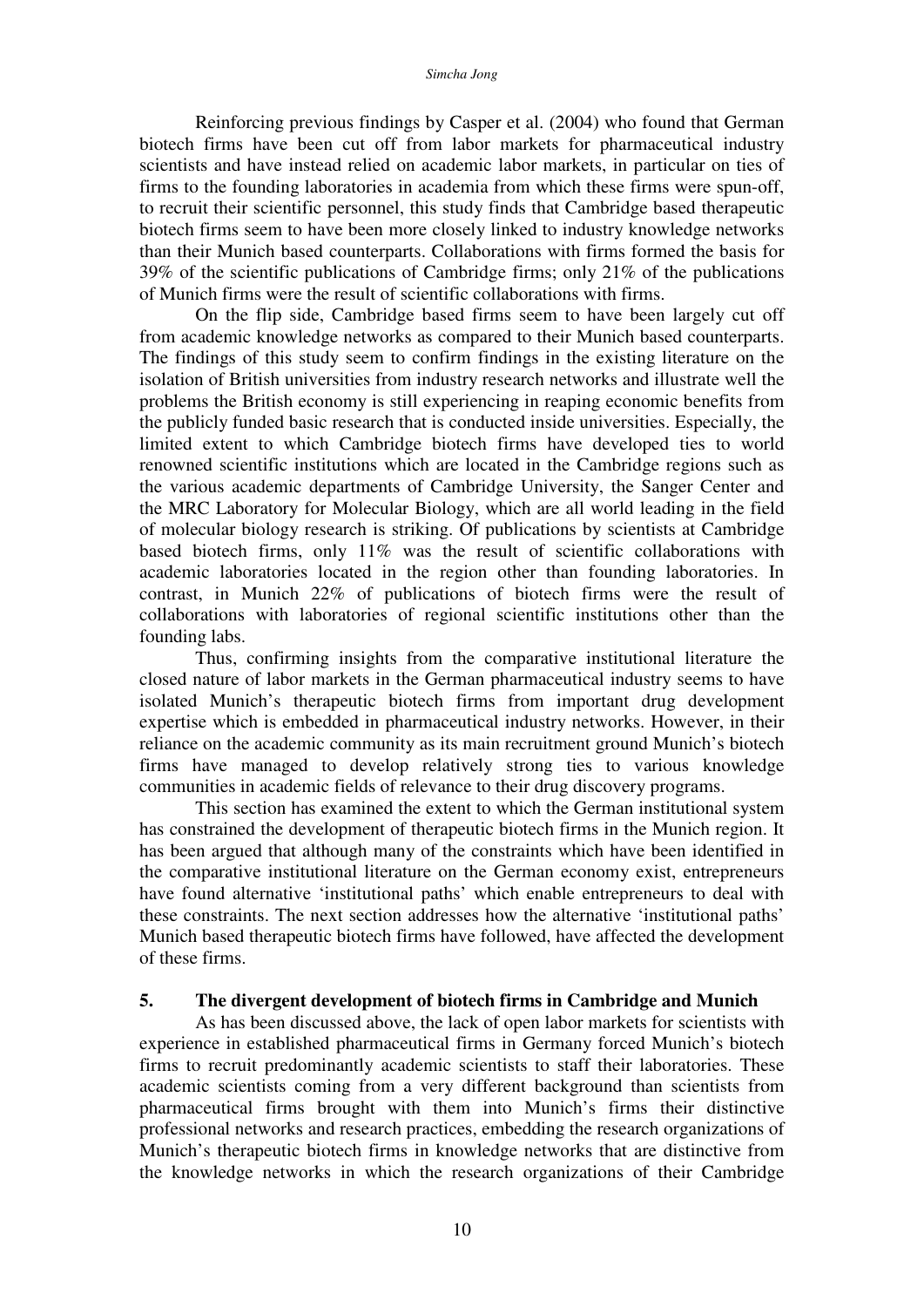Reinforcing previous findings by Casper et al. (2004) who found that German biotech firms have been cut off from labor markets for pharmaceutical industry scientists and have instead relied on academic labor markets, in particular on ties of firms to the founding laboratories in academia from which these firms were spun-off, to recruit their scientific personnel, this study finds that Cambridge based therapeutic biotech firms seem to have been more closely linked to industry knowledge networks than their Munich based counterparts. Collaborations with firms formed the basis for 39% of the scientific publications of Cambridge firms; only 21% of the publications of Munich firms were the result of scientific collaborations with firms.

On the flip side, Cambridge based firms seem to have been largely cut off from academic knowledge networks as compared to their Munich based counterparts. The findings of this study seem to confirm findings in the existing literature on the isolation of British universities from industry research networks and illustrate well the problems the British economy is still experiencing in reaping economic benefits from the publicly funded basic research that is conducted inside universities. Especially, the limited extent to which Cambridge biotech firms have developed ties to world renowned scientific institutions which are located in the Cambridge regions such as the various academic departments of Cambridge University, the Sanger Center and the MRC Laboratory for Molecular Biology, which are all world leading in the field of molecular biology research is striking. Of publications by scientists at Cambridge based biotech firms, only 11% was the result of scientific collaborations with academic laboratories located in the region other than founding laboratories. In contrast, in Munich 22% of publications of biotech firms were the result of collaborations with laboratories of regional scientific institutions other than the founding labs.

Thus, confirming insights from the comparative institutional literature the closed nature of labor markets in the German pharmaceutical industry seems to have isolated Munich's therapeutic biotech firms from important drug development expertise which is embedded in pharmaceutical industry networks. However, in their reliance on the academic community as its main recruitment ground Munich's biotech firms have managed to develop relatively strong ties to various knowledge communities in academic fields of relevance to their drug discovery programs.

This section has examined the extent to which the German institutional system has constrained the development of therapeutic biotech firms in the Munich region. It has been argued that although many of the constraints which have been identified in the comparative institutional literature on the German economy exist, entrepreneurs have found alternative 'institutional paths' which enable entrepreneurs to deal with these constraints. The next section addresses how the alternative 'institutional paths' Munich based therapeutic biotech firms have followed, have affected the development of these firms.

## 5. The divergent development of biotech firms in Cambridge and Munich

As has been discussed above, the lack of open labor markets for scientists with experience in established pharmaceutical firms in Germany forced Munich's biotech firms to recruit predominantly academic scientists to staff their laboratories. These academic scientists coming from a very different background than scientists from pharmaceutical firms brought with them into Munich's firms their distinctive professional networks and research practices, embedding the research organizations of Munich's therapeutic biotech firms in knowledge networks that are distinctive from the knowledge networks in which the research organizations of their Cambridge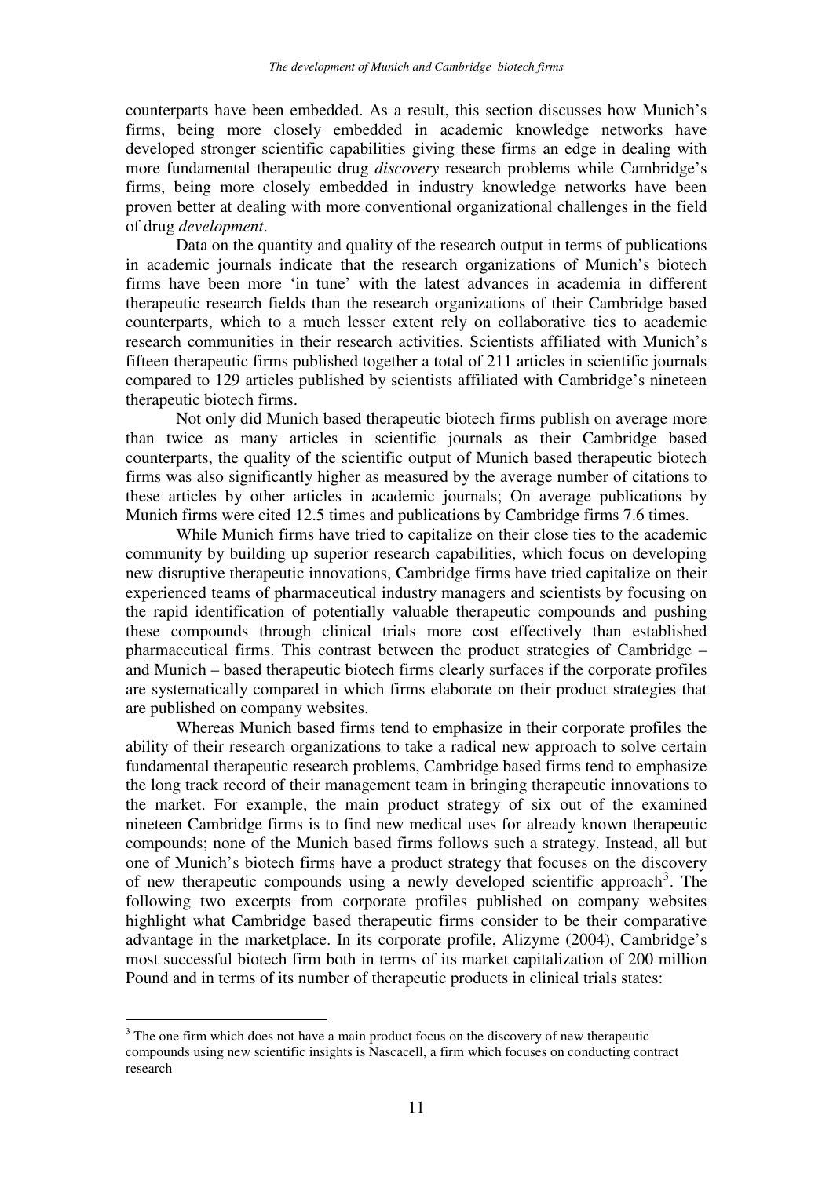counterparts have been embedded. As a result, this section discusses how Munich's firms, being more closely embedded in academic knowledge networks have developed stronger scientific capabilities giving these firms an edge in dealing with more fundamental therapeutic drug *discovery* research problems while Cambridge's firms, being more closely embedded in industry knowledge networks have been proven better at dealing with more conventional organizational challenges in the field of drug *development*.

Data on the quantity and quality of the research output in terms of publications in academic journals indicate that the research organizations of Munich's biotech firms have been more 'in tune' with the latest advances in academia in different therapeutic research fields than the research organizations of their Cambridge based counterparts, which to a much lesser extent rely on collaborative ties to academic research communities in their research activities. Scientists affiliated with Munich's fifteen therapeutic firms published together a total of 211 articles in scientific journals compared to 129 articles published by scientists affiliated with Cambridge's nineteen therapeutic biotech firms.

Not only did Munich based therapeutic biotech firms publish on average more than twice as many articles in scientific journals as their Cambridge based counterparts, the quality of the scientific output of Munich based therapeutic biotech firms was also significantly higher as measured by the average number of citations to these articles by other articles in academic journals; On average publications by Munich firms were cited 12.5 times and publications by Cambridge firms 7.6 times.

While Munich firms have tried to capitalize on their close ties to the academic community by building up superior research capabilities, which focus on developing new disruptive therapeutic innovations, Cambridge firms have tried capitalize on their experienced teams of pharmaceutical industry managers and scientists by focusing on the rapid identification of potentially valuable therapeutic compounds and pushing these compounds through clinical trials more cost effectively than established pharmaceutical firms. This contrast between the product strategies of Cambridge – and Munich – based therapeutic biotech firms clearly surfaces if the corporate profiles are systematically compared in which firms elaborate on their product strategies that are published on company websites.

Whereas Munich based firms tend to emphasize in their corporate profiles the ability of their research organizations to take a radical new approach to solve certain fundamental therapeutic research problems, Cambridge based firms tend to emphasize the long track record of their management team in bringing therapeutic innovations to the market. For example, the main product strategy of six out of the examined nineteen Cambridge firms is to find new medical uses for already known therapeutic compounds; none of the Munich based firms follows such a strategy. Instead, all but one of Munich's biotech firms have a product strategy that focuses on the discovery of new therapeutic compounds using a newly developed scientific approach[3]. The following two excerpts from corporate profiles published on company websites highlight what Cambridge based therapeutic firms consider to be their comparative advantage in the marketplace. In its corporate profile, Alizyme (2004), Cambridge's most successful biotech firm both in terms of its market capitalization of 200 million Pound and in terms of its number of therapeutic products in clinical trials states:

[3] The one firm which does not have a main product focus on the discovery of new therapeutic compounds using new scientific insights is Nascacell, a firm which focuses on conducting contract research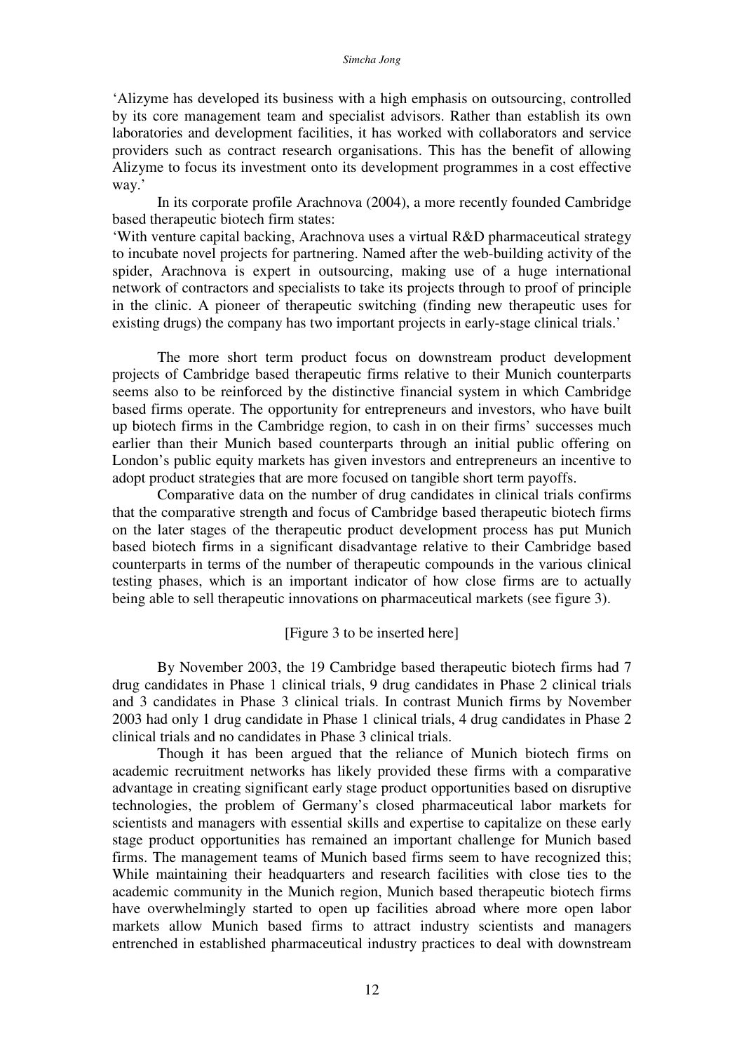'Alizyme has developed its business with a high emphasis on outsourcing, controlled by its core management team and specialist advisors. Rather than establish its own laboratories and development facilities, it has worked with collaborators and service providers such as contract research organisations. This has the benefit of allowing Alizyme to focus its investment onto its development programmes in a cost effective way.'

In its corporate profile Arachnova (2004), a more recently founded Cambridge based therapeutic biotech firm states:

'With venture capital backing, Arachnova uses a virtual R&D pharmaceutical strategy to incubate novel projects for partnering. Named after the web-building activity of the spider, Arachnova is expert in outsourcing, making use of a huge international network of contractors and specialists to take its projects through to proof of principle in the clinic. A pioneer of therapeutic switching (finding new therapeutic uses for existing drugs) the company has two important projects in early-stage clinical trials.'

The more short term product focus on downstream product development projects of Cambridge based therapeutic firms relative to their Munich counterparts seems also to be reinforced by the distinctive financial system in which Cambridge based firms operate. The opportunity for entrepreneurs and investors, who have built up biotech firms in the Cambridge region, to cash in on their firms' successes much earlier than their Munich based counterparts through an initial public offering on London's public equity markets has given investors and entrepreneurs an incentive to adopt product strategies that are more focused on tangible short term payoffs.

Comparative data on the number of drug candidates in clinical trials confirms that the comparative strength and focus of Cambridge based therapeutic biotech firms on the later stages of the therapeutic product development process has put Munich based biotech firms in a significant disadvantage relative to their Cambridge based counterparts in terms of the number of therapeutic compounds in the various clinical testing phases, which is an important indicator of how close firms are to actually being able to sell therapeutic innovations on pharmaceutical markets (see figure 3).

[Figure 3 to be inserted here]

By November 2003, the 19 Cambridge based therapeutic biotech firms had 7 drug candidates in Phase 1 clinical trials, 9 drug candidates in Phase 2 clinical trials and 3 candidates in Phase 3 clinical trials. In contrast Munich firms by November 2003 had only 1 drug candidate in Phase 1 clinical trials, 4 drug candidates in Phase 2 clinical trials and no candidates in Phase 3 clinical trials.

Though it has been argued that the reliance of Munich biotech firms on academic recruitment networks has likely provided these firms with a comparative advantage in creating significant early stage product opportunities based on disruptive technologies, the problem of Germany's closed pharmaceutical labor markets for scientists and managers with essential skills and expertise to capitalize on these early stage product opportunities has remained an important challenge for Munich based firms. The management teams of Munich based firms seem to have recognized this; While maintaining their headquarters and research facilities with close ties to the academic community in the Munich region, Munich based therapeutic biotech firms have overwhelmingly started to open up facilities abroad where more open labor markets allow Munich based firms to attract industry scientists and managers entrenched in established pharmaceutical industry practices to deal with downstream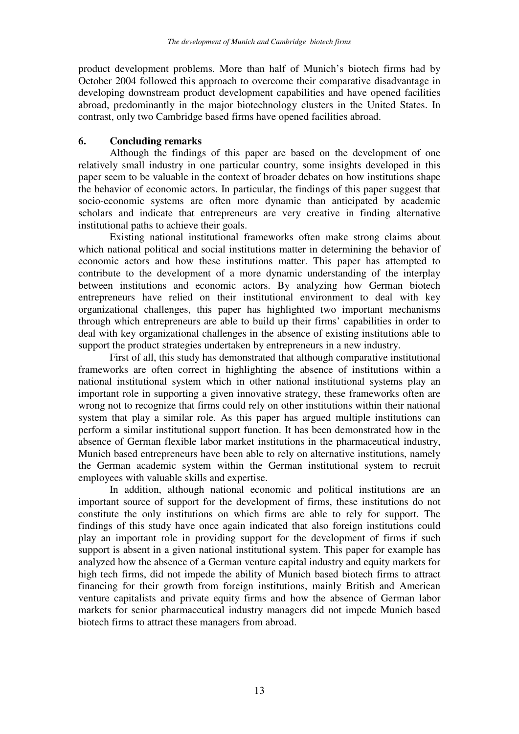product development problems. More than half of Munich's biotech firms had by October 2004 followed this approach to overcome their comparative disadvantage in developing downstream product development capabilities and have opened facilities abroad, predominantly in the major biotechnology clusters in the United States. In contrast, only two Cambridge based firms have opened facilities abroad.

## 6. Concluding remarks

Although the findings of this paper are based on the development of one relatively small industry in one particular country, some insights developed in this paper seem to be valuable in the context of broader debates on how institutions shape the behavior of economic actors. In particular, the findings of this paper suggest that socio-economic systems are often more dynamic than anticipated by academic scholars and indicate that entrepreneurs are very creative in finding alternative institutional paths to achieve their goals.

Existing national institutional frameworks often make strong claims about which national political and social institutions matter in determining the behavior of economic actors and how these institutions matter. This paper has attempted to contribute to the development of a more dynamic understanding of the interplay between institutions and economic actors. By analyzing how German biotech entrepreneurs have relied on their institutional environment to deal with key organizational challenges, this paper has highlighted two important mechanisms through which entrepreneurs are able to build up their firms' capabilities in order to deal with key organizational challenges in the absence of existing institutions able to support the product strategies undertaken by entrepreneurs in a new industry.

First of all, this study has demonstrated that although comparative institutional frameworks are often correct in highlighting the absence of institutions within a national institutional system which in other national institutional systems play an important role in supporting a given innovative strategy, these frameworks often are wrong not to recognize that firms could rely on other institutions within their national system that play a similar role. As this paper has argued multiple institutions can perform a similar institutional support function. It has been demonstrated how in the absence of German flexible labor market institutions in the pharmaceutical industry, Munich based entrepreneurs have been able to rely on alternative institutions, namely the German academic system within the German institutional system to recruit employees with valuable skills and expertise.

In addition, although national economic and political institutions are an important source of support for the development of firms, these institutions do not constitute the only institutions on which firms are able to rely for support. The findings of this study have once again indicated that also foreign institutions could play an important role in providing support for the development of firms if such support is absent in a given national institutional system. This paper for example has analyzed how the absence of a German venture capital industry and equity markets for high tech firms, did not impede the ability of Munich based biotech firms to attract financing for their growth from foreign institutions, mainly British and American venture capitalists and private equity firms and how the absence of German labor markets for senior pharmaceutical industry managers did not impede Munich based biotech firms to attract these managers from abroad.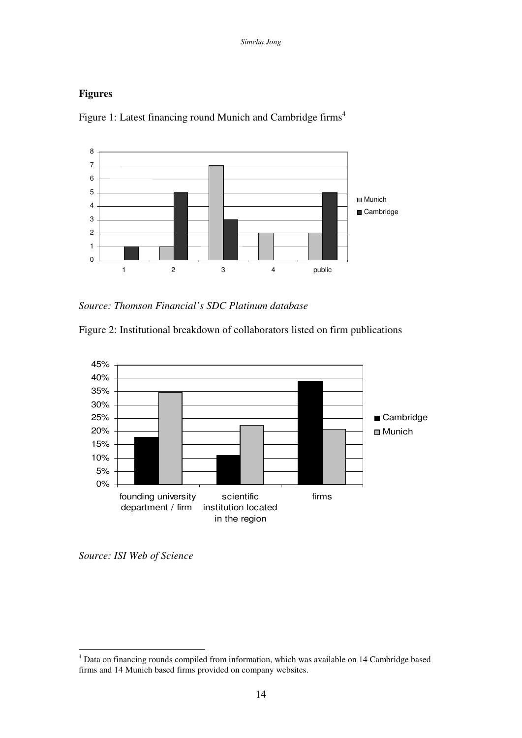## Figures

Figure 1: Latest financing round Munich and Cambridge firms[4]

*Source: Thomson Financial's SDC Platinum database*

Figure 2: Institutional breakdown of collaborators listed on firm publications

*Source: ISI Web of Science*

[4] Data on financing rounds compiled from information, which was available on 14 Cambridge based firms and 14 Munich based firms provided on company websites.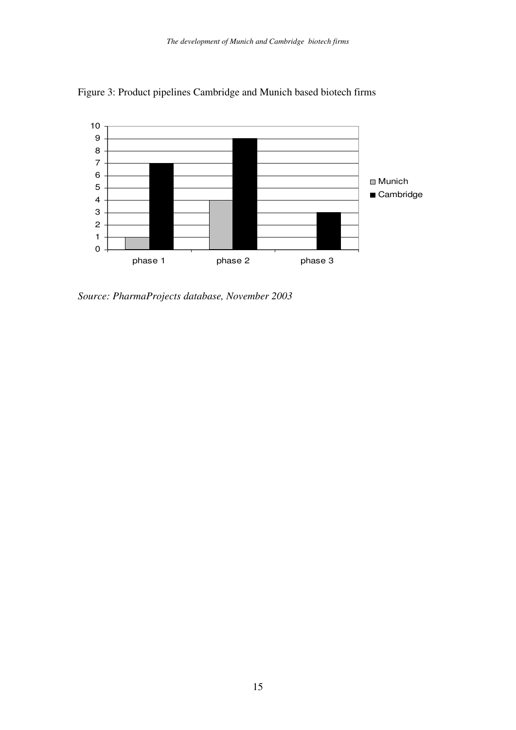Figure 3: Product pipelines Cambridge and Munich based biotech firms

| | phase 1 | phase 2 | phase 3 |
|---|---|---|---|
| Munich | 1 | 4 | 0 |
| Cambridge | 7 | 9 | 3 |

*Source: PharmaProjects database, November 2003*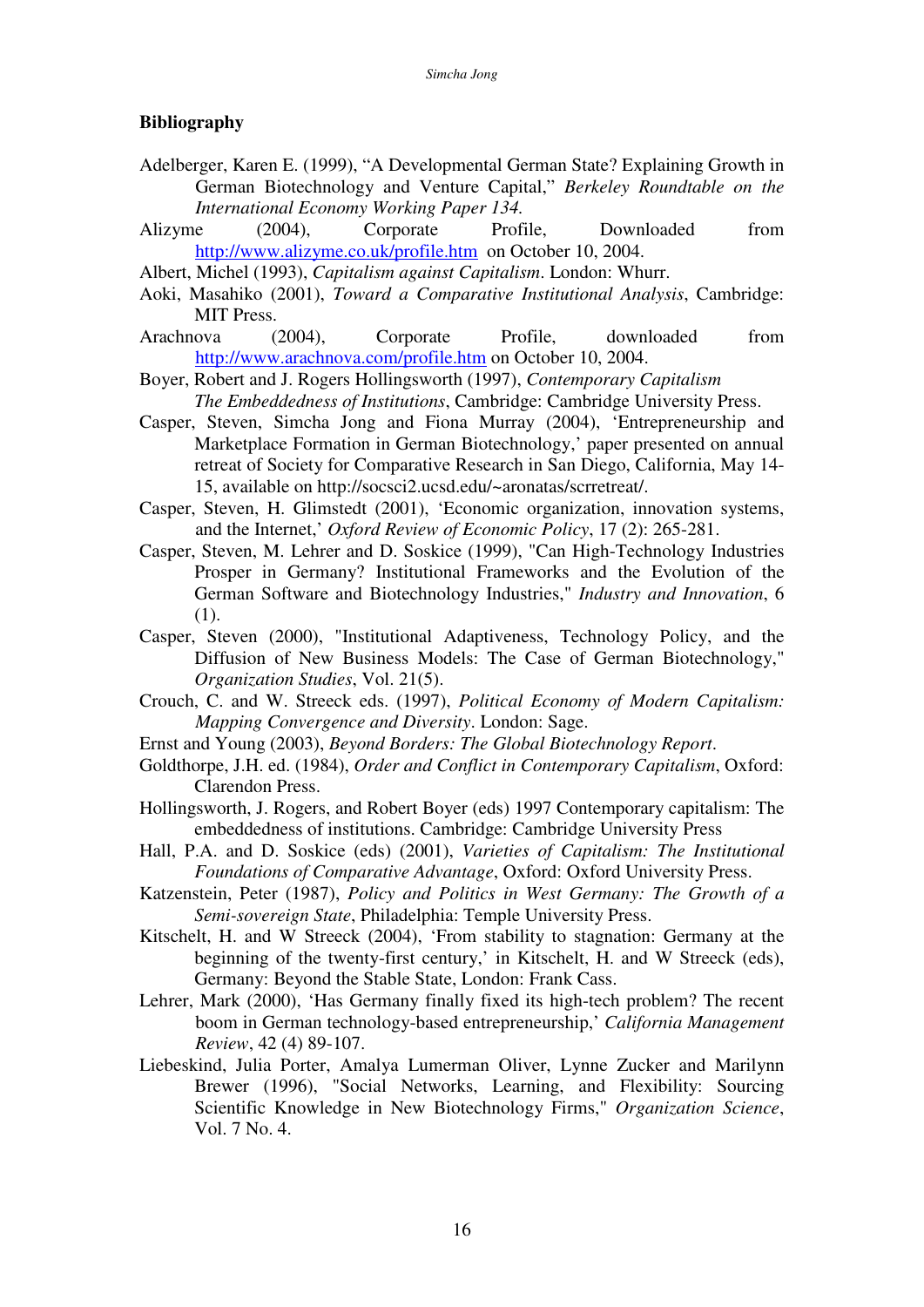**Bibliography**

Adelberger, Karen E. (1999), "A Developmental German State? Explaining Growth in German Biotechnology and Venture Capital," *Berkeley Roundtable on the International Economy Working Paper 134.*

Alizyme (2004), Corporate Profile, Downloaded from http://www.alizyme.co.uk/profile.htm on October 10, 2004.

Albert, Michel (1993), *Capitalism against Capitalism*. London: Whurr.

Aoki, Masahiko (2001), *Toward a Comparative Institutional Analysis*, Cambridge: MIT Press.

Arachnova (2004), Corporate Profile, downloaded from http://www.arachnova.com/profile.htm on October 10, 2004.

Boyer, Robert and J. Rogers Hollingsworth (1997), *Contemporary Capitalism The Embeddedness of Institutions*, Cambridge: Cambridge University Press.

Casper, Steven, Simcha Jong and Fiona Murray (2004), 'Entrepreneurship and Marketplace Formation in German Biotechnology,' paper presented on annual retreat of Society for Comparative Research in San Diego, California, May 14-15, available on http://socsci2.ucsd.edu/~aronatas/scrretreat/.

Casper, Steven, H. Glimstedt (2001), 'Economic organization, innovation systems, and the Internet,' *Oxford Review of Economic Policy*, 17 (2): 265-281.

Casper, Steven, M. Lehrer and D. Soskice (1999), "Can High-Technology Industries Prosper in Germany? Institutional Frameworks and the Evolution of the German Software and Biotechnology Industries," *Industry and Innovation*, 6 (1).

Casper, Steven (2000), "Institutional Adaptiveness, Technology Policy, and the Diffusion of New Business Models: The Case of German Biotechnology," *Organization Studies*, Vol. 21(5).

Crouch, C. and W. Streeck eds. (1997), *Political Economy of Modern Capitalism: Mapping Convergence and Diversity*. London: Sage.

Ernst and Young (2003), *Beyond Borders: The Global Biotechnology Report*.

Goldthorpe, J.H. ed. (1984), *Order and Conflict in Contemporary Capitalism*, Oxford: Clarendon Press.

Hollingsworth, J. Rogers, and Robert Boyer (eds) 1997 Contemporary capitalism: The embeddedness of institutions. Cambridge: Cambridge University Press

Hall, P.A. and D. Soskice (eds) (2001), *Varieties of Capitalism: The Institutional Foundations of Comparative Advantage*, Oxford: Oxford University Press.

Katzenstein, Peter (1987), *Policy and Politics in West Germany: The Growth of a Semi-sovereign State*, Philadelphia: Temple University Press.

Kitschelt, H. and W Streeck (2004), 'From stability to stagnation: Germany at the beginning of the twenty-first century,' in Kitschelt, H. and W Streeck (eds), Germany: Beyond the Stable State, London: Frank Cass.

Lehrer, Mark (2000), 'Has Germany finally fixed its high-tech problem? The recent boom in German technology-based entrepreneurship,' *California Management Review*, 42 (4) 89-107.

Liebeskind, Julia Porter, Amalya Lumerman Oliver, Lynne Zucker and Marilynn Brewer (1996), "Social Networks, Learning, and Flexibility: Sourcing Scientific Knowledge in New Biotechnology Firms," *Organization Science*, Vol. 7 No. 4.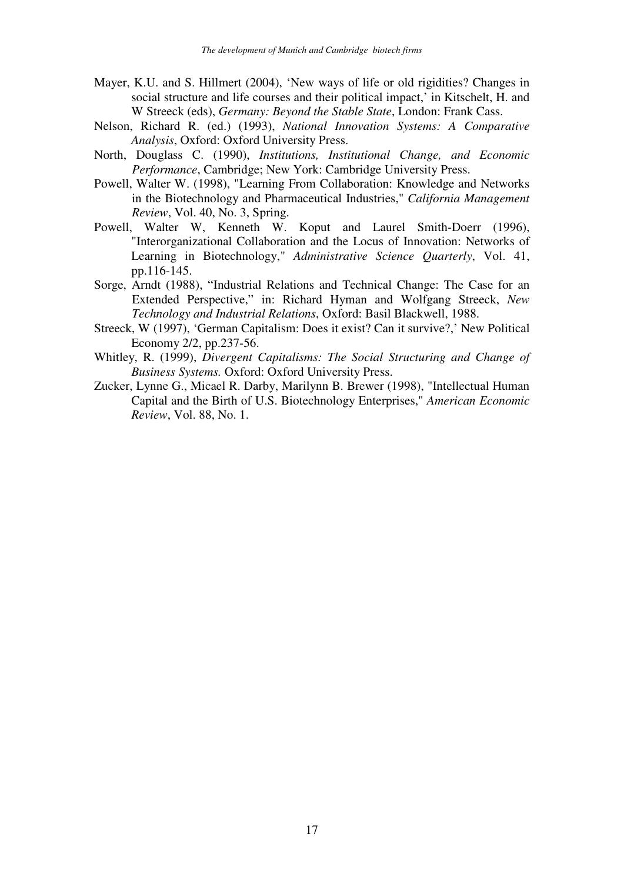Mayer, K.U. and S. Hillmert (2004), 'New ways of life or old rigidities? Changes in social structure and life courses and their political impact,' in Kitschelt, H. and W Streeck (eds), *Germany: Beyond the Stable State*, London: Frank Cass.

Nelson, Richard R. (ed.) (1993), *National Innovation Systems: A Comparative Analysis*, Oxford: Oxford University Press.

North, Douglass C. (1990), *Institutions, Institutional Change, and Economic Performance*, Cambridge; New York: Cambridge University Press.

Powell, Walter W. (1998), "Learning From Collaboration: Knowledge and Networks in the Biotechnology and Pharmaceutical Industries," *California Management Review*, Vol. 40, No. 3, Spring.

Powell, Walter W, Kenneth W. Koput and Laurel Smith-Doerr (1996), "Interorganizational Collaboration and the Locus of Innovation: Networks of Learning in Biotechnology," *Administrative Science Quarterly*, Vol. 41, pp.116-145.

Sorge, Arndt (1988), "Industrial Relations and Technical Change: The Case for an Extended Perspective," in: Richard Hyman and Wolfgang Streeck, *New Technology and Industrial Relations*, Oxford: Basil Blackwell, 1988.

Streeck, W (1997), 'German Capitalism: Does it exist? Can it survive?,' New Political Economy 2/2, pp.237-56.

Whitley, R. (1999), *Divergent Capitalisms: The Social Structuring and Change of Business Systems.* Oxford: Oxford University Press.

Zucker, Lynne G., Micael R. Darby, Marilynn B. Brewer (1998), "Intellectual Human Capital and the Birth of U.S. Biotechnology Enterprises," *American Economic Review*, Vol. 88, No. 1.